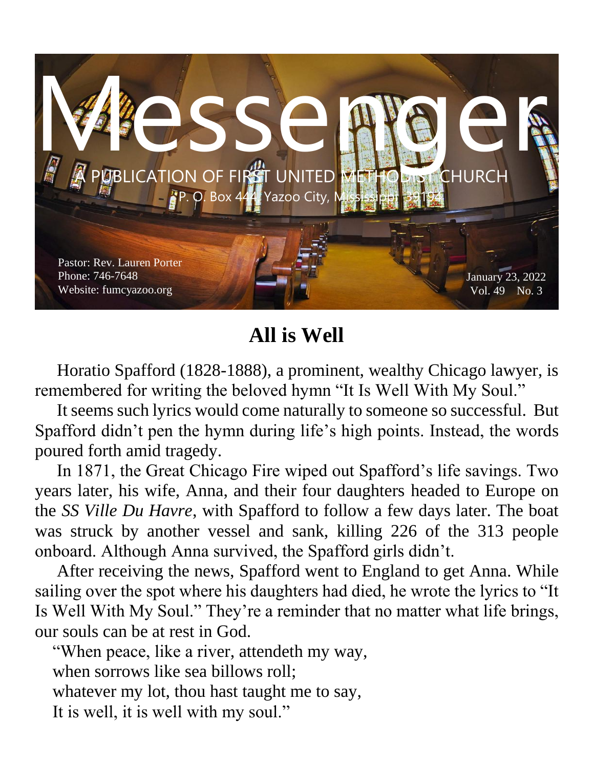# Messenger

A PUBLICATION OF FIRST UNITED METHODIST CHURCH

P. O. Box 444, Yazoo City, Mississippi 39194

Pastor: Rev. Lauren Porter
Phone: 746-7648
Website: fumcyazoo.org

January 23, 2022
Vol. 49 No. 3

## All is Well

Horatio Spafford (1828-1888), a prominent, wealthy Chicago lawyer, is remembered for writing the beloved hymn "It Is Well With My Soul."

It seems such lyrics would come naturally to someone so successful. But Spafford didn't pen the hymn during life's high points. Instead, the words poured forth amid tragedy.

In 1871, the Great Chicago Fire wiped out Spafford's life savings. Two years later, his wife, Anna, and their four daughters headed to Europe on the *SS Ville Du Havre*, with Spafford to follow a few days later. The boat was struck by another vessel and sank, killing 226 of the 313 people onboard. Although Anna survived, the Spafford girls didn't.

After receiving the news, Spafford went to England to get Anna. While sailing over the spot where his daughters had died, he wrote the lyrics to "It Is Well With My Soul." They're a reminder that no matter what life brings, our souls can be at rest in God.

"When peace, like a river, attendeth my way,
when sorrows like sea billows roll;
whatever my lot, thou hast taught me to say,
It is well, it is well with my soul."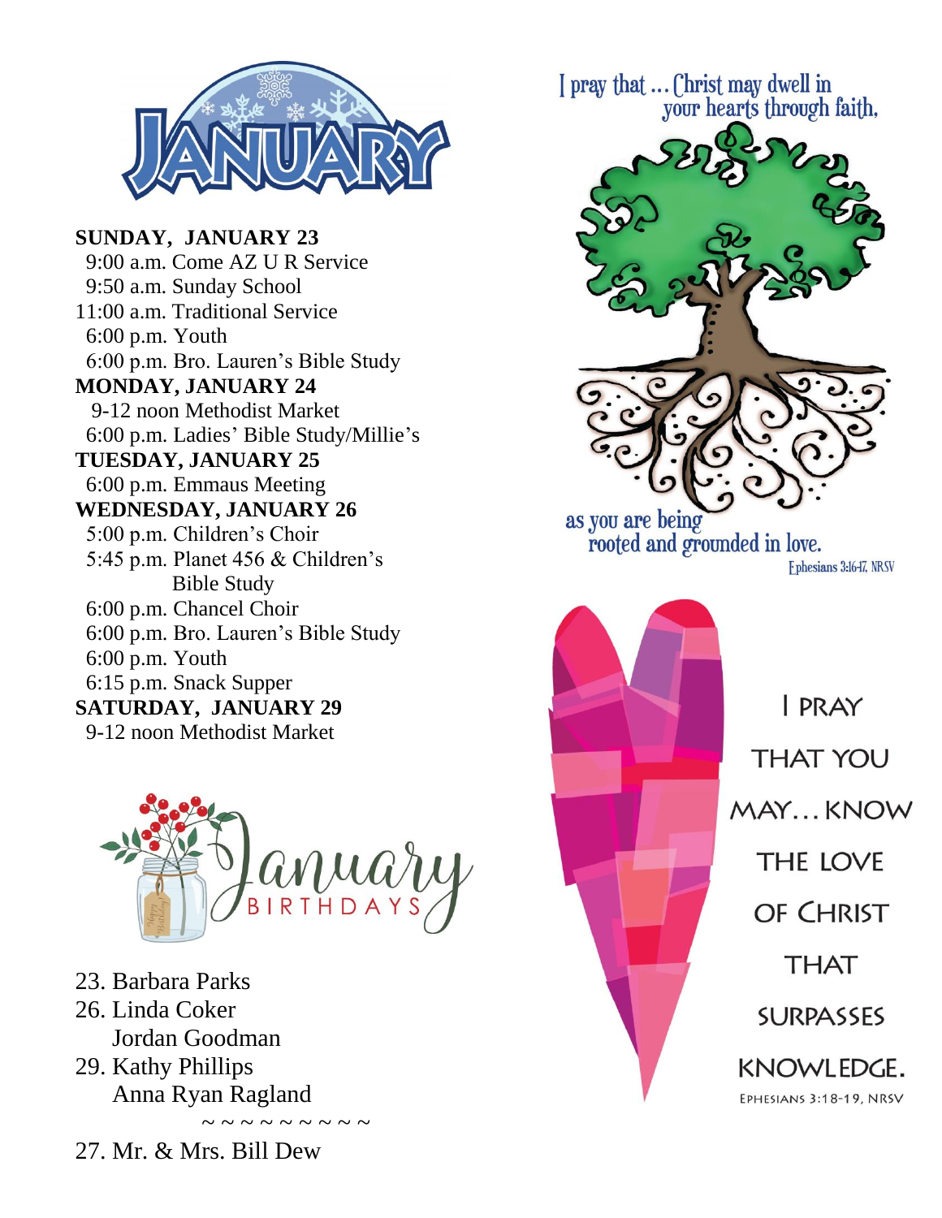# JANUARY

**SUNDAY, JANUARY 23**
9:00 a.m. Come AZ U R Service
9:50 a.m. Sunday School
11:00 a.m. Traditional Service
6:00 p.m. Youth
6:00 p.m. Bro. Lauren's Bible Study

**MONDAY, JANUARY 24**
9-12 noon Methodist Market
6:00 p.m. Ladies' Bible Study/Millie's

**TUESDAY, JANUARY 25**
6:00 p.m. Emmaus Meeting

**WEDNESDAY, JANUARY 26**
5:00 p.m. Children's Choir
5:45 p.m. Planet 456 & Children's Bible Study
6:00 p.m. Chancel Choir
6:00 p.m. Bro. Lauren's Bible Study
6:00 p.m. Youth
6:15 p.m. Snack Supper

**SATURDAY, JANUARY 29**
9-12 noon Methodist Market

## January BIRTHDAYS

23. Barbara Parks
26. Linda Coker
    Jordan Goodman
29. Kathy Phillips
    Anna Ryan Ragland

~ ~ ~ ~ ~ ~ ~ ~ ~ ~

27. Mr. & Mrs. Bill Dew

I pray that ... Christ may dwell in your hearts through faith, as you are being rooted and grounded in love.
Ephesians 3:16-17, NRSV

I PRAY THAT YOU MAY... KNOW THE LOVE OF CHRIST THAT SURPASSES KNOWLEDGE.
EPHESIANS 3:18-19, NRSV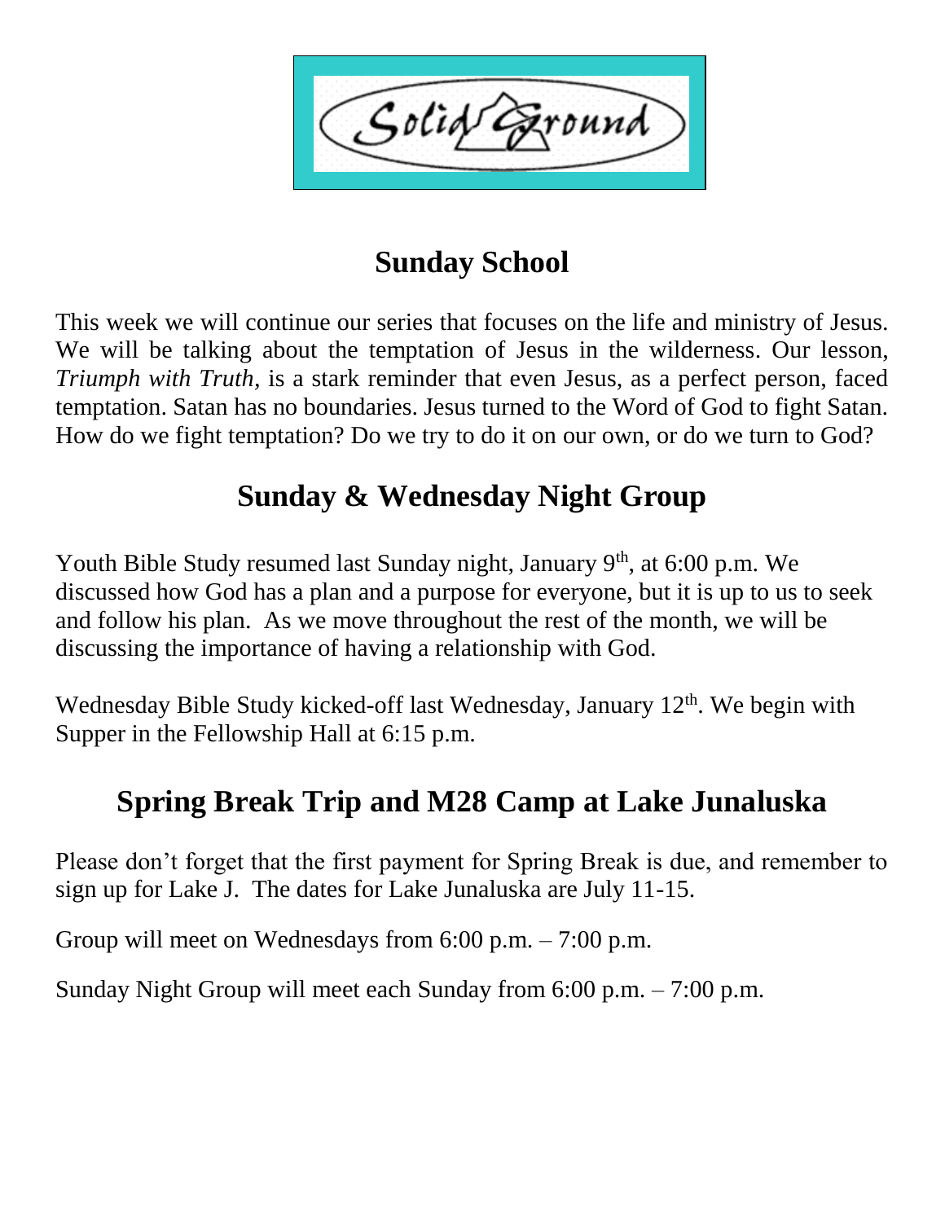# Solid Ground

## Sunday School

This week we will continue our series that focuses on the life and ministry of Jesus. We will be talking about the temptation of Jesus in the wilderness. Our lesson, *Triumph with Truth,* is a stark reminder that even Jesus, as a perfect person, faced temptation. Satan has no boundaries. Jesus turned to the Word of God to fight Satan. How do we fight temptation? Do we try to do it on our own, or do we turn to God?

## Sunday & Wednesday Night Group

Youth Bible Study resumed last Sunday night, January 9th, at 6:00 p.m. We discussed how God has a plan and a purpose for everyone, but it is up to us to seek and follow his plan. As we move throughout the rest of the month, we will be discussing the importance of having a relationship with God.

Wednesday Bible Study kicked-off last Wednesday, January 12th. We begin with Supper in the Fellowship Hall at 6:15 p.m.

## Spring Break Trip and M28 Camp at Lake Junaluska

Please don't forget that the first payment for Spring Break is due, and remember to sign up for Lake J. The dates for Lake Junaluska are July 11-15.

Group will meet on Wednesdays from 6:00 p.m. – 7:00 p.m.

Sunday Night Group will meet each Sunday from 6:00 p.m. – 7:00 p.m.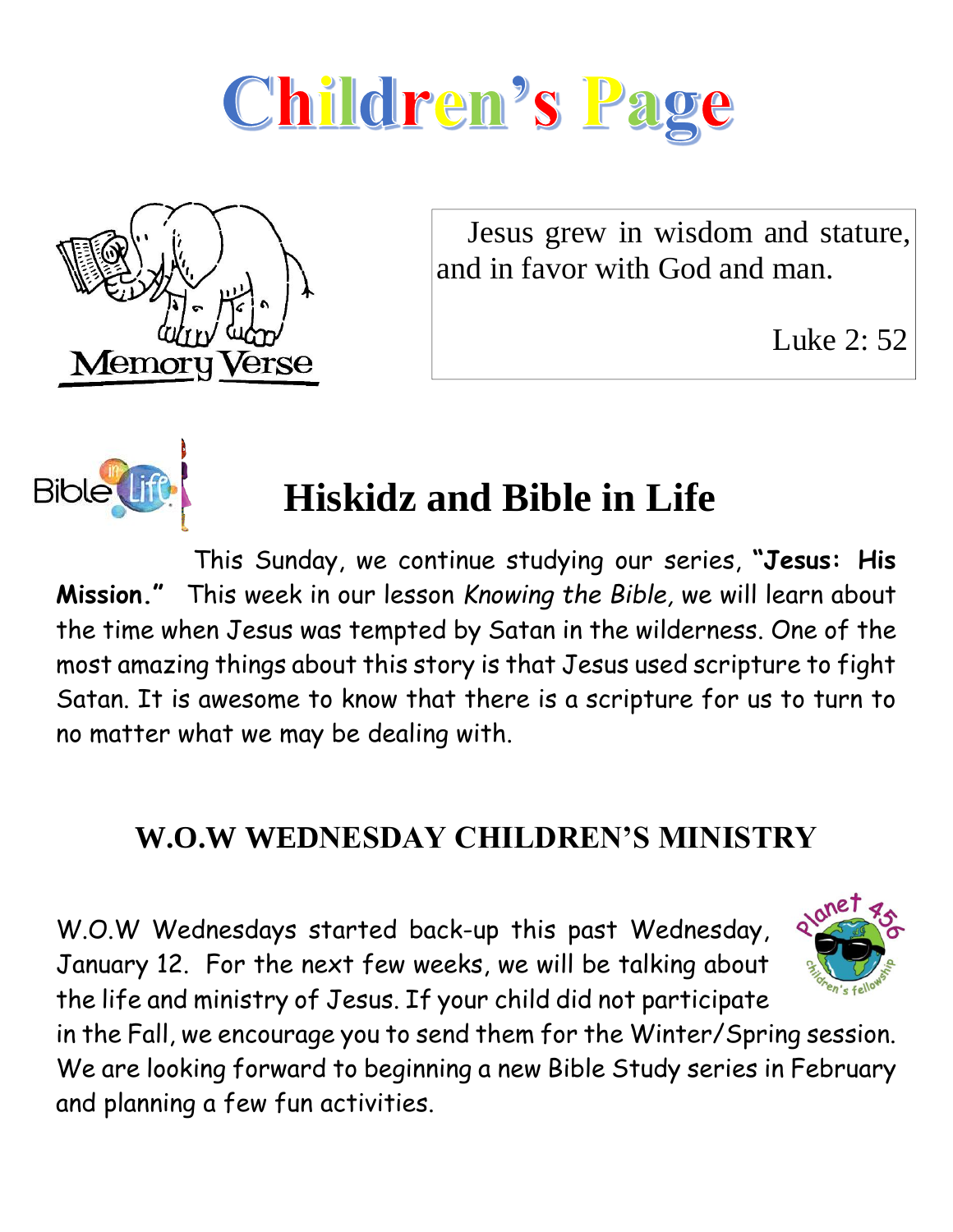# Children's Page

Memory Verse

Jesus grew in wisdom and stature, and in favor with God and man.

Luke 2: 52

## Hiskidz and Bible in Life

This Sunday, we continue studying our series, **"Jesus: His Mission."** This week in our lesson *Knowing the Bible,* we will learn about the time when Jesus was tempted by Satan in the wilderness. One of the most amazing things about this story is that Jesus used scripture to fight Satan. It is awesome to know that there is a scripture for us to turn to no matter what we may be dealing with.

## W.O.W WEDNESDAY CHILDREN'S MINISTRY

W.O.W Wednesdays started back-up this past Wednesday, January 12. For the next few weeks, we will be talking about the life and ministry of Jesus. If your child did not participate in the Fall, we encourage you to send them for the Winter/Spring session. We are looking forward to beginning a new Bible Study series in February and planning a few fun activities.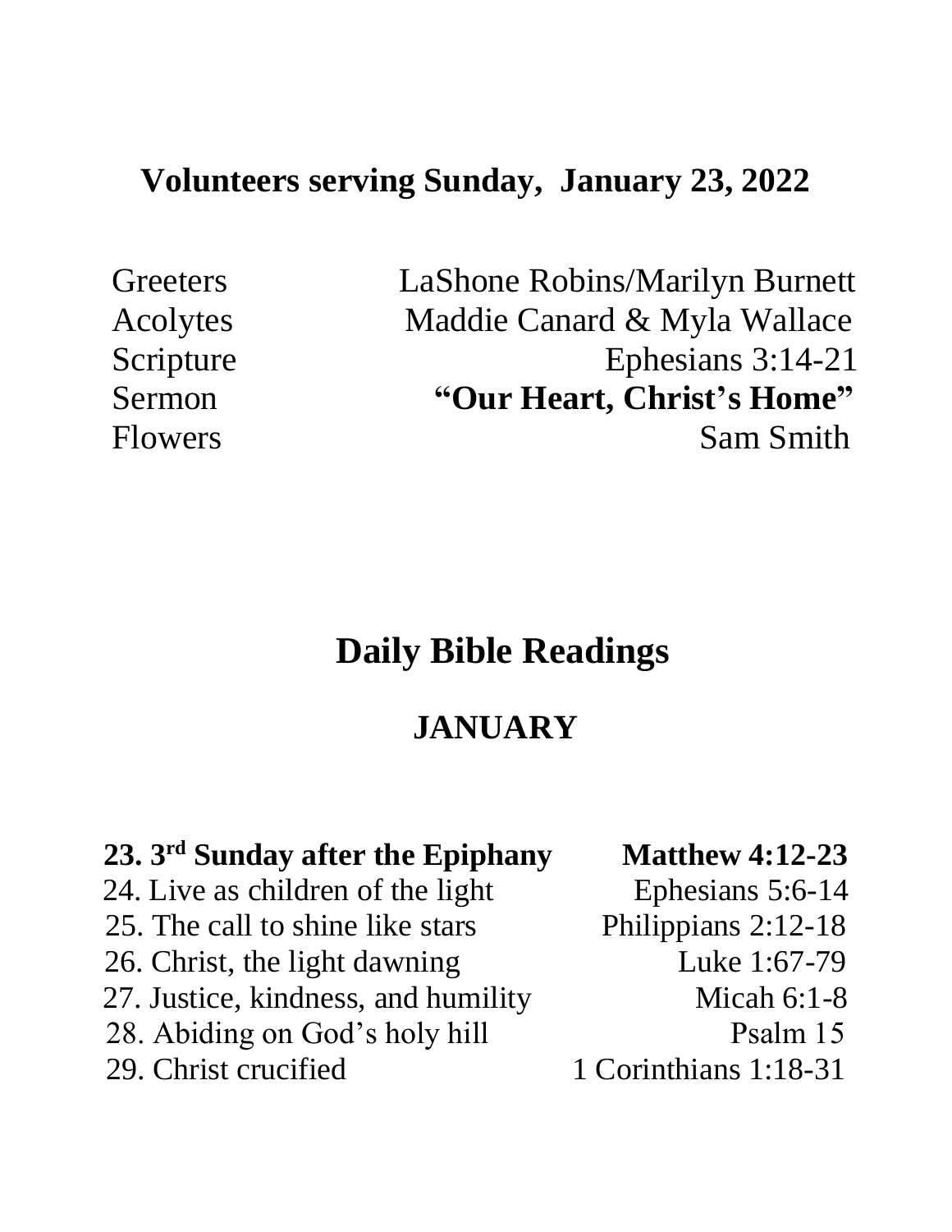## Volunteers serving Sunday, January 23, 2022

| | |
|---|---|
| Greeters | LaShone Robins/Marilyn Burnett |
| Acolytes | Maddie Canard & Myla Wallace |
| Scripture | Ephesians 3:14-21 |
| Sermon | **"Our Heart, Christ's Home"** |
| Flowers | Sam Smith |

# Daily Bible Readings

## JANUARY

| | |
|---|---|
| **23. 3rd Sunday after the Epiphany** | **Matthew 4:12-23** |
| 24. Live as children of the light | Ephesians 5:6-14 |
| 25. The call to shine like stars | Philippians 2:12-18 |
| 26. Christ, the light dawning | Luke 1:67-79 |
| 27. Justice, kindness, and humility | Micah 6:1-8 |
| 28. Abiding on God's holy hill | Psalm 15 |
| 29. Christ crucified | 1 Corinthians 1:18-31 |